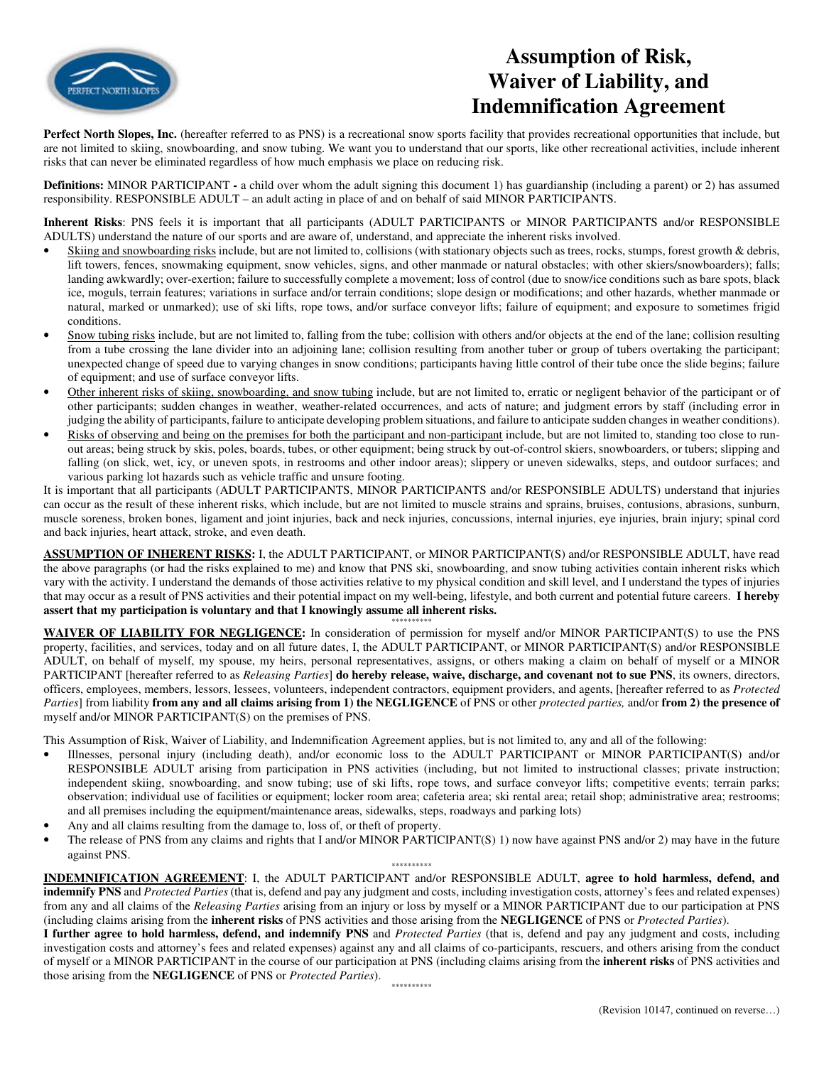# Assumption of Risk, Waiver of Liability, and Indemnification Agreement

**Perfect North Slopes, Inc.** (hereafter referred to as PNS) is a recreational snow sports facility that provides recreational opportunities that include, but are not limited to skiing, snowboarding, and snow tubing. We want you to understand that our sports, like other recreational activities, include inherent risks that can never be eliminated regardless of how much emphasis we place on reducing risk.

**Definitions:** MINOR PARTICIPANT **-** a child over whom the adult signing this document 1) has guardianship (including a parent) or 2) has assumed responsibility. RESPONSIBLE ADULT – an adult acting in place of and on behalf of said MINOR PARTICIPANTS.

**Inherent Risks**: PNS feels it is important that all participants (ADULT PARTICIPANTS or MINOR PARTICIPANTS and/or RESPONSIBLE ADULTS) understand the nature of our sports and are aware of, understand, and appreciate the inherent risks involved.

- Skiing and snowboarding risks include, but are not limited to, collisions (with stationary objects such as trees, rocks, stumps, forest growth & debris, lift towers, fences, snowmaking equipment, snow vehicles, signs, and other manmade or natural obstacles; with other skiers/snowboarders); falls; landing awkwardly; over-exertion; failure to successfully complete a movement; loss of control (due to snow/ice conditions such as bare spots, black ice, moguls, terrain features; variations in surface and/or terrain conditions; slope design or modifications; and other hazards, whether manmade or natural, marked or unmarked); use of ski lifts, rope tows, and/or surface conveyor lifts; failure of equipment; and exposure to sometimes frigid conditions.
- Snow tubing risks include, but are not limited to, falling from the tube; collision with others and/or objects at the end of the lane; collision resulting from a tube crossing the lane divider into an adjoining lane; collision resulting from another tuber or group of tubers overtaking the participant; unexpected change of speed due to varying changes in snow conditions; participants having little control of their tube once the slide begins; failure of equipment; and use of surface conveyor lifts.
- Other inherent risks of skiing, snowboarding, and snow tubing include, but are not limited to, erratic or negligent behavior of the participant or of other participants; sudden changes in weather, weather-related occurrences, and acts of nature; and judgment errors by staff (including error in judging the ability of participants, failure to anticipate developing problem situations, and failure to anticipate sudden changes in weather conditions).
- Risks of observing and being on the premises for both the participant and non-participant include, but are not limited to, standing too close to run-out areas; being struck by skis, poles, boards, tubes, or other equipment; being struck by out-of-control skiers, snowboarders, or tubers; slipping and falling (on slick, wet, icy, or uneven spots, in restrooms and other indoor areas); slippery or uneven sidewalks, steps, and outdoor surfaces; and various parking lot hazards such as vehicle traffic and unsure footing.

It is important that all participants (ADULT PARTICIPANTS, MINOR PARTICIPANTS and/or RESPONSIBLE ADULTS) understand that injuries can occur as the result of these inherent risks, which include, but are not limited to muscle strains and sprains, bruises, contusions, abrasions, sunburn, muscle soreness, broken bones, ligament and joint injuries, back and neck injuries, concussions, internal injuries, eye injuries, brain injury; spinal cord and back injuries, heart attack, stroke, and even death.

**ASSUMPTION OF INHERENT RISKS:** I, the ADULT PARTICIPANT, or MINOR PARTICIPANT(S) and/or RESPONSIBLE ADULT, have read the above paragraphs (or had the risks explained to me) and know that PNS ski, snowboarding, and snow tubing activities contain inherent risks which vary with the activity. I understand the demands of those activities relative to my physical condition and skill level, and I understand the types of injuries that may occur as a result of PNS activities and their potential impact on my well-being, lifestyle, and both current and potential future careers. **I hereby assert that my participation is voluntary and that I knowingly assume all inherent risks.**

**********

**WAIVER OF LIABILITY FOR NEGLIGENCE:** In consideration of permission for myself and/or MINOR PARTICIPANT(S) to use the PNS property, facilities, and services, today and on all future dates, I, the ADULT PARTICIPANT, or MINOR PARTICIPANT(S) and/or RESPONSIBLE ADULT, on behalf of myself, my spouse, my heirs, personal representatives, assigns, or others making a claim on behalf of myself or a MINOR PARTICIPANT [hereafter referred to as *Releasing Parties*] **do hereby release, waive, discharge, and covenant not to sue PNS**, its owners, directors, officers, employees, members, lessors, lessees, volunteers, independent contractors, equipment providers, and agents, [hereafter referred to as *Protected Parties*] from liability **from any and all claims arising from 1) the NEGLIGENCE** of PNS or other *protected parties,* and/or **from 2) the presence of** myself and/or MINOR PARTICIPANT(S) on the premises of PNS.

This Assumption of Risk, Waiver of Liability, and Indemnification Agreement applies, but is not limited to, any and all of the following:

- Illnesses, personal injury (including death), and/or economic loss to the ADULT PARTICIPANT or MINOR PARTICIPANT(S) and/or RESPONSIBLE ADULT arising from participation in PNS activities (including, but not limited to instructional classes; private instruction; independent skiing, snowboarding, and snow tubing; use of ski lifts, rope tows, and surface conveyor lifts; competitive events; terrain parks; observation; individual use of facilities or equipment; locker room area; cafeteria area; ski rental area; retail shop; administrative area; restrooms; and all premises including the equipment/maintenance areas, sidewalks, steps, roadways and parking lots)
- Any and all claims resulting from the damage to, loss of, or theft of property.
- The release of PNS from any claims and rights that I and/or MINOR PARTICIPANT(S) 1) now have against PNS and/or 2) may have in the future against PNS.

**********

**INDEMNIFICATION AGREEMENT**: I, the ADULT PARTICIPANT and/or RESPONSIBLE ADULT, **agree to hold harmless, defend, and indemnify PNS** and *Protected Parties* (that is, defend and pay any judgment and costs, including investigation costs, attorney's fees and related expenses) from any and all claims of the *Releasing Parties* arising from an injury or loss by myself or a MINOR PARTICIPANT due to our participation at PNS (including claims arising from the **inherent risks** of PNS activities and those arising from the **NEGLIGENCE** of PNS or *Protected Parties*).

**I further agree to hold harmless, defend, and indemnify PNS** and *Protected Parties* (that is, defend and pay any judgment and costs, including investigation costs and attorney's fees and related expenses) against any and all claims of co-participants, rescuers, and others arising from the conduct of myself or a MINOR PARTICIPANT in the course of our participation at PNS (including claims arising from the **inherent risks** of PNS activities and those arising from the **NEGLIGENCE** of PNS or *Protected Parties*).

**********

(Revision 10147, continued on reverse…)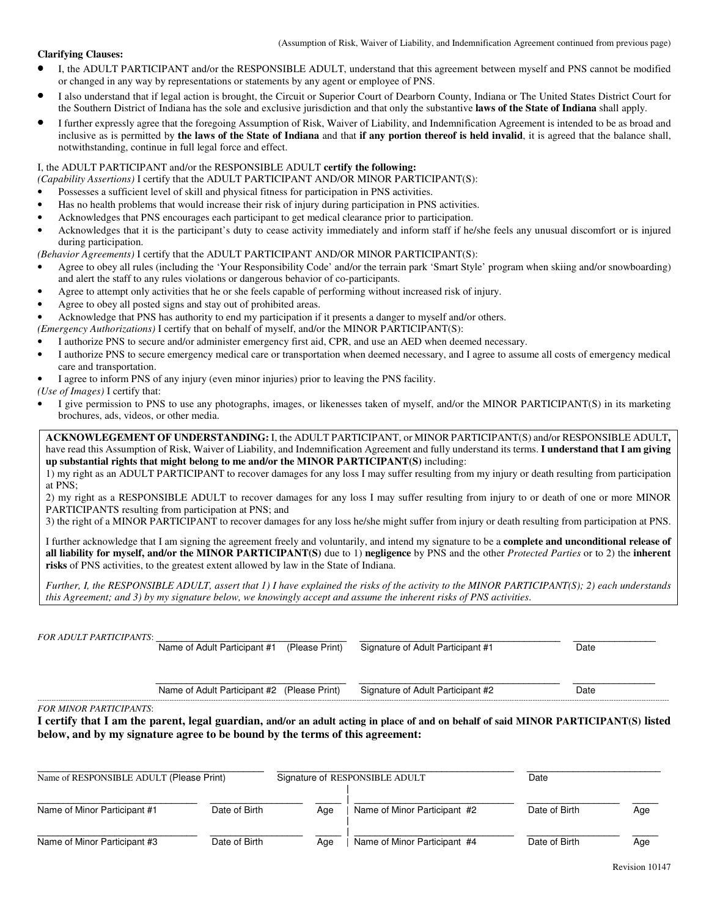(Assumption of Risk, Waiver of Liability, and Indemnification Agreement continued from previous page)

**Clarifying Clauses:**

- I, the ADULT PARTICIPANT and/or the RESPONSIBLE ADULT, understand that this agreement between myself and PNS cannot be modified or changed in any way by representations or statements by any agent or employee of PNS.
- I also understand that if legal action is brought, the Circuit or Superior Court of Dearborn County, Indiana or The United States District Court for the Southern District of Indiana has the sole and exclusive jurisdiction and that only the substantive **laws of the State of Indiana** shall apply.
- I further expressly agree that the foregoing Assumption of Risk, Waiver of Liability, and Indemnification Agreement is intended to be as broad and inclusive as is permitted by **the laws of the State of Indiana** and that **if any portion thereof is held invalid**, it is agreed that the balance shall, notwithstanding, continue in full legal force and effect.

I, the ADULT PARTICIPANT and/or the RESPONSIBLE ADULT **certify the following:**

*(Capability Assertions)* I certify that the ADULT PARTICIPANT AND/OR MINOR PARTICIPANT(S):

- Possesses a sufficient level of skill and physical fitness for participation in PNS activities.
- Has no health problems that would increase their risk of injury during participation in PNS activities.
- Acknowledges that PNS encourages each participant to get medical clearance prior to participation.
- Acknowledges that it is the participant's duty to cease activity immediately and inform staff if he/she feels any unusual discomfort or is injured during participation.

*(Behavior Agreements)* I certify that the ADULT PARTICIPANT AND/OR MINOR PARTICIPANT(S):

- Agree to obey all rules (including the 'Your Responsibility Code' and/or the terrain park 'Smart Style' program when skiing and/or snowboarding) and alert the staff to any rules violations or dangerous behavior of co-participants.
- Agree to attempt only activities that he or she feels capable of performing without increased risk of injury.
- Agree to obey all posted signs and stay out of prohibited areas.
- Acknowledge that PNS has authority to end my participation if it presents a danger to myself and/or others.

*(Emergency Authorizations)* I certify that on behalf of myself, and/or the MINOR PARTICIPANT(S):

- I authorize PNS to secure and/or administer emergency first aid, CPR, and use an AED when deemed necessary.
- I authorize PNS to secure emergency medical care or transportation when deemed necessary, and I agree to assume all costs of emergency medical care and transportation.
- I agree to inform PNS of any injury (even minor injuries) prior to leaving the PNS facility.

*(Use of Images)* I certify that:

- I give permission to PNS to use any photographs, images, or likenesses taken of myself, and/or the MINOR PARTICIPANT(S) in its marketing brochures, ads, videos, or other media.

**ACKNOWLEGEMENT OF UNDERSTANDING:** I, the ADULT PARTICIPANT, or MINOR PARTICIPANT(S) and/or RESPONSIBLE ADULT**,** have read this Assumption of Risk, Waiver of Liability, and Indemnification Agreement and fully understand its terms. **I understand that I am giving up substantial rights that might belong to me and/or the MINOR PARTICIPANT(S)** including:

1) my right as an ADULT PARTICIPANT to recover damages for any loss I may suffer resulting from my injury or death resulting from participation at PNS;

2) my right as a RESPONSIBLE ADULT to recover damages for any loss I may suffer resulting from injury to or death of one or more MINOR PARTICIPANTS resulting from participation at PNS; and

3) the right of a MINOR PARTICIPANT to recover damages for any loss he/she might suffer from injury or death resulting from participation at PNS.

I further acknowledge that I am signing the agreement freely and voluntarily, and intend my signature to be a **complete and unconditional release of all liability for myself, and/or the MINOR PARTICIPANT(S)** due to 1) **negligence** by PNS and the other *Protected Parties* or to 2) the **inherent risks** of PNS activities, to the greatest extent allowed by law in the State of Indiana.

*Further, I, the RESPONSIBLE ADULT, assert that 1) I have explained the risks of the activity to the MINOR PARTICIPANT(S); 2) each understands this Agreement; and 3) by my signature below, we knowingly accept and assume the inherent risks of PNS activities.*

*FOR ADULT PARTICIPANTS*:

| Name of Adult Participant #1 (Please Print) | Signature of Adult Participant #1 | Date |
|---|---|---|
| | | |

| Name of Adult Participant #2 (Please Print) | Signature of Adult Participant #2 | Date |
|---|---|---|
| | | |

*FOR MINOR PARTICIPANTS*:

**I certify that I am the parent, legal guardian, and/or an adult acting in place of and on behalf of said MINOR PARTICIPANT(S) listed below, and by my signature agree to be bound by the terms of this agreement:**

| Name of RESPONSIBLE ADULT (Please Print) | Signature of RESPONSIBLE ADULT | Date |
|---|---|---|
| | | |

| Name of Minor Participant #1 | Date of Birth | Age | Name of Minor Participant #2 | Date of Birth | Age |
|---|---|---|---|---|---|
| | | | | | |

| Name of Minor Participant #3 | Date of Birth | Age | Name of Minor Participant #4 | Date of Birth | Age |
|---|---|---|---|---|---|
| | | | | | |

Revision 10147